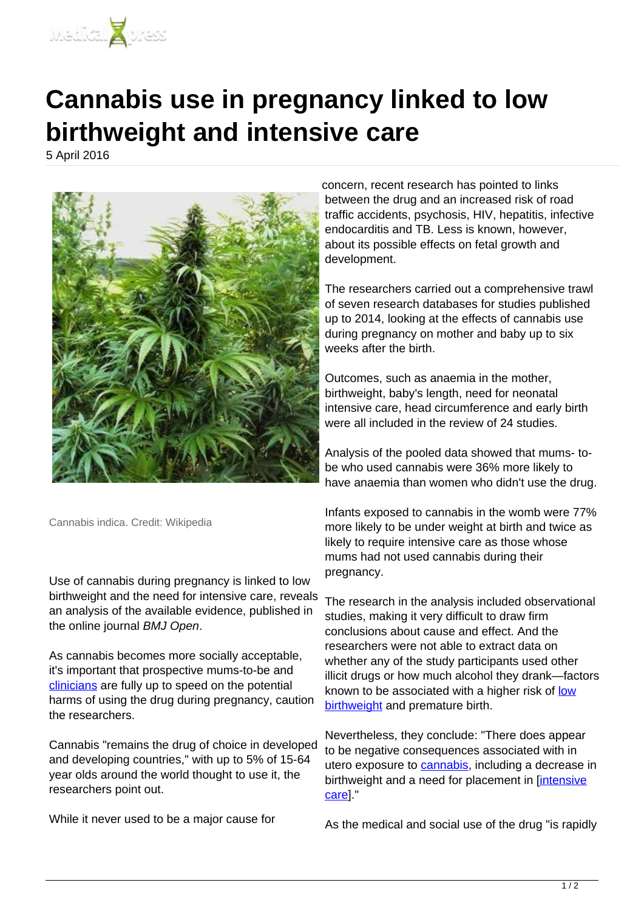# Cannabis use in pregnancy linked to low birthweight and intensive care

5 April 2016

Cannabis indica. Credit: Wikipedia

Use of cannabis during pregnancy is linked to low birthweight and the need for intensive care, reveals an analysis of the available evidence, published in the online journal *BMJ Open*.

As cannabis becomes more socially acceptable, it's important that prospective mums-to-be and clinicians are fully up to speed on the potential harms of using the drug during pregnancy, caution the researchers.

Cannabis "remains the drug of choice in developed and developing countries," with up to 5% of 15-64 year olds around the world thought to use it, the researchers point out.

While it never used to be a major cause for concern, recent research has pointed to links between the drug and an increased risk of road traffic accidents, psychosis, HIV, hepatitis, infective endocarditis and TB. Less is known, however, about its possible effects on fetal growth and development.

The researchers carried out a comprehensive trawl of seven research databases for studies published up to 2014, looking at the effects of cannabis use during pregnancy on mother and baby up to six weeks after the birth.

Outcomes, such as anaemia in the mother, birthweight, baby's length, need for neonatal intensive care, head circumference and early birth were all included in the review of 24 studies.

Analysis of the pooled data showed that mums- to-be who used cannabis were 36% more likely to have anaemia than women who didn't use the drug.

Infants exposed to cannabis in the womb were 77% more likely to be under weight at birth and twice as likely to require intensive care as those whose mums had not used cannabis during their pregnancy.

The research in the analysis included observational studies, making it very difficult to draw firm conclusions about cause and effect. And the researchers were not able to extract data on whether any of the study participants used other illicit drugs or how much alcohol they drank—factors known to be associated with a higher risk of low birthweight and premature birth.

Nevertheless, they conclude: "There does appear to be negative consequences associated with in utero exposure to cannabis, including a decrease in birthweight and a need for placement in [intensive care]."

As the medical and social use of the drug "is rapidly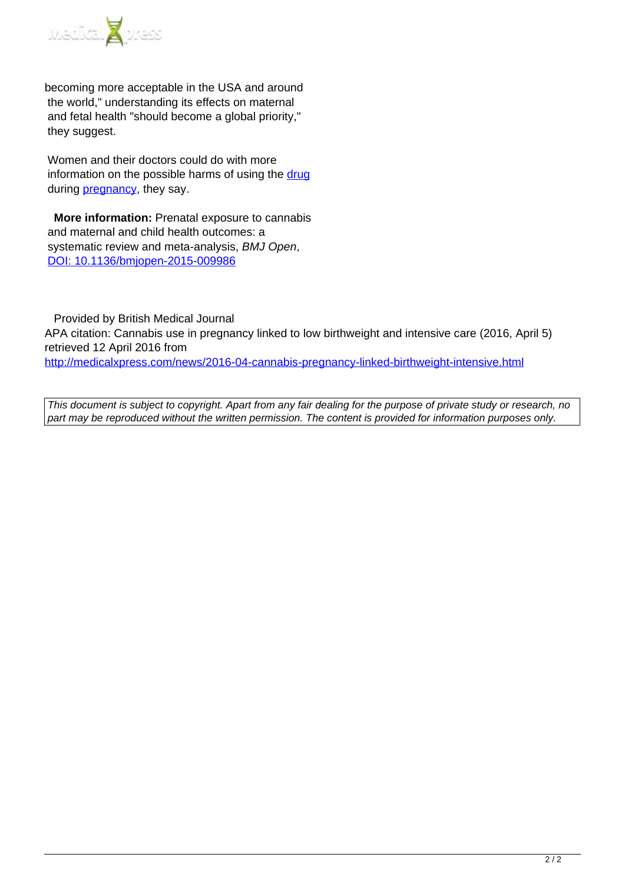becoming more acceptable in the USA and around the world," understanding its effects on maternal and fetal health "should become a global priority," they suggest.

Women and their doctors could do with more information on the possible harms of using the drug during pregnancy, they say.

**More information:** Prenatal exposure to cannabis and maternal and child health outcomes: a systematic review and meta-analysis, *BMJ Open*, DOI: 10.1136/bmjopen-2015-009986

Provided by British Medical Journal

APA citation: Cannabis use in pregnancy linked to low birthweight and intensive care (2016, April 5) retrieved 12 April 2016 from http://medicalxpress.com/news/2016-04-cannabis-pregnancy-linked-birthweight-intensive.html

*This document is subject to copyright. Apart from any fair dealing for the purpose of private study or research, no part may be reproduced without the written permission. The content is provided for information purposes only.*